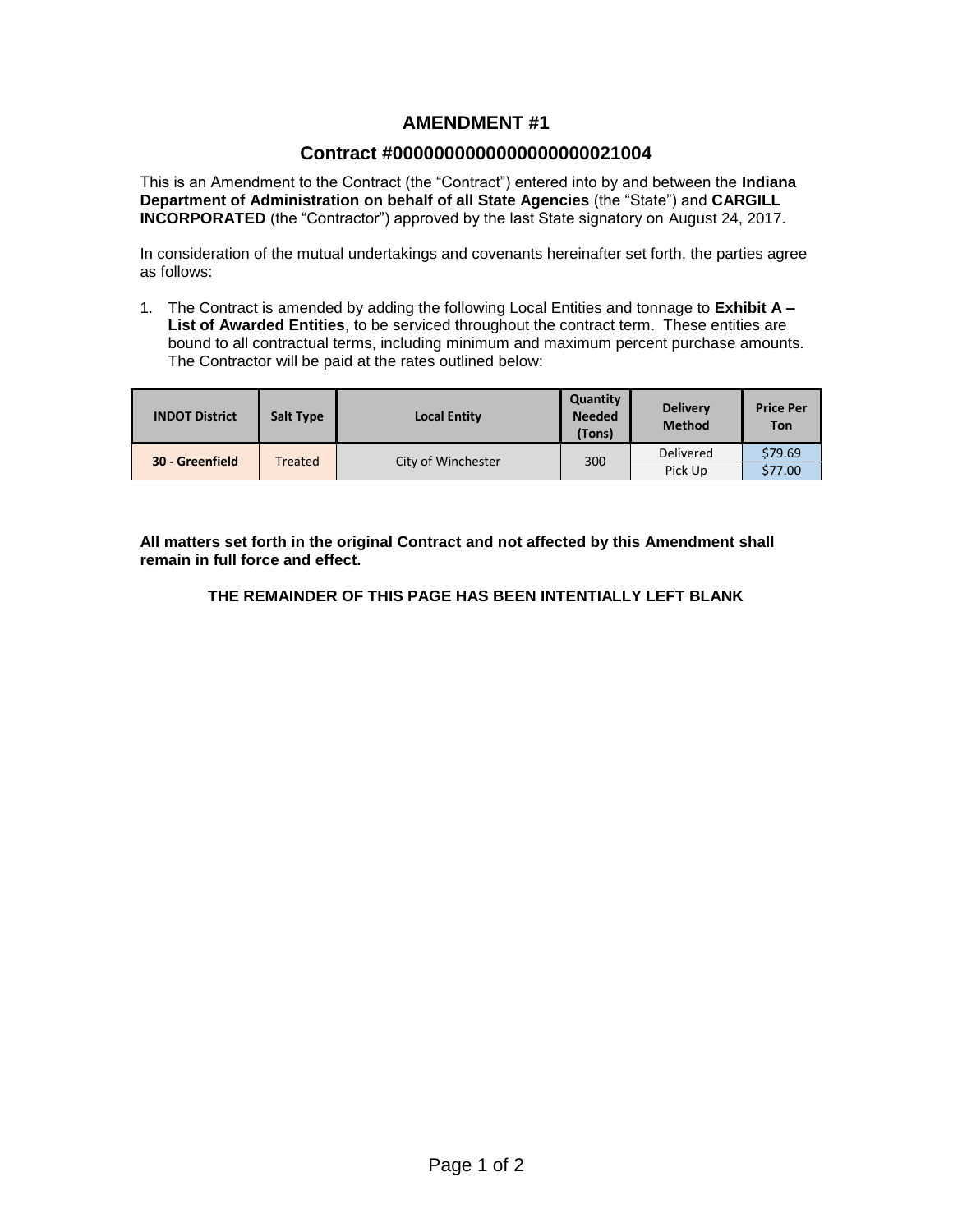# AMENDMENT #1

## Contract #0000000000000000000021004

This is an Amendment to the Contract (the "Contract") entered into by and between the **Indiana Department of Administration on behalf of all State Agencies** (the "State") and **CARGILL INCORPORATED** (the "Contractor") approved by the last State signatory on August 24, 2017.

In consideration of the mutual undertakings and covenants hereinafter set forth, the parties agree as follows:

1. The Contract is amended by adding the following Local Entities and tonnage to **Exhibit A – List of Awarded Entities**, to be serviced throughout the contract term. These entities are bound to all contractual terms, including minimum and maximum percent purchase amounts. The Contractor will be paid at the rates outlined below:

| INDOT District | Salt Type | Local Entity | Quantity Needed (Tons) | Delivery Method | Price Per Ton |
|---|---|---|---|---|---|
| 30 - Greenfield | Treated | City of Winchester | 300 | Delivered | $79.69 |
| | | | | Pick Up | $77.00 |

**All matters set forth in the original Contract and not affected by this Amendment shall remain in full force and effect.**

**THE REMAINDER OF THIS PAGE HAS BEEN INTENTIONALLY LEFT BLANK**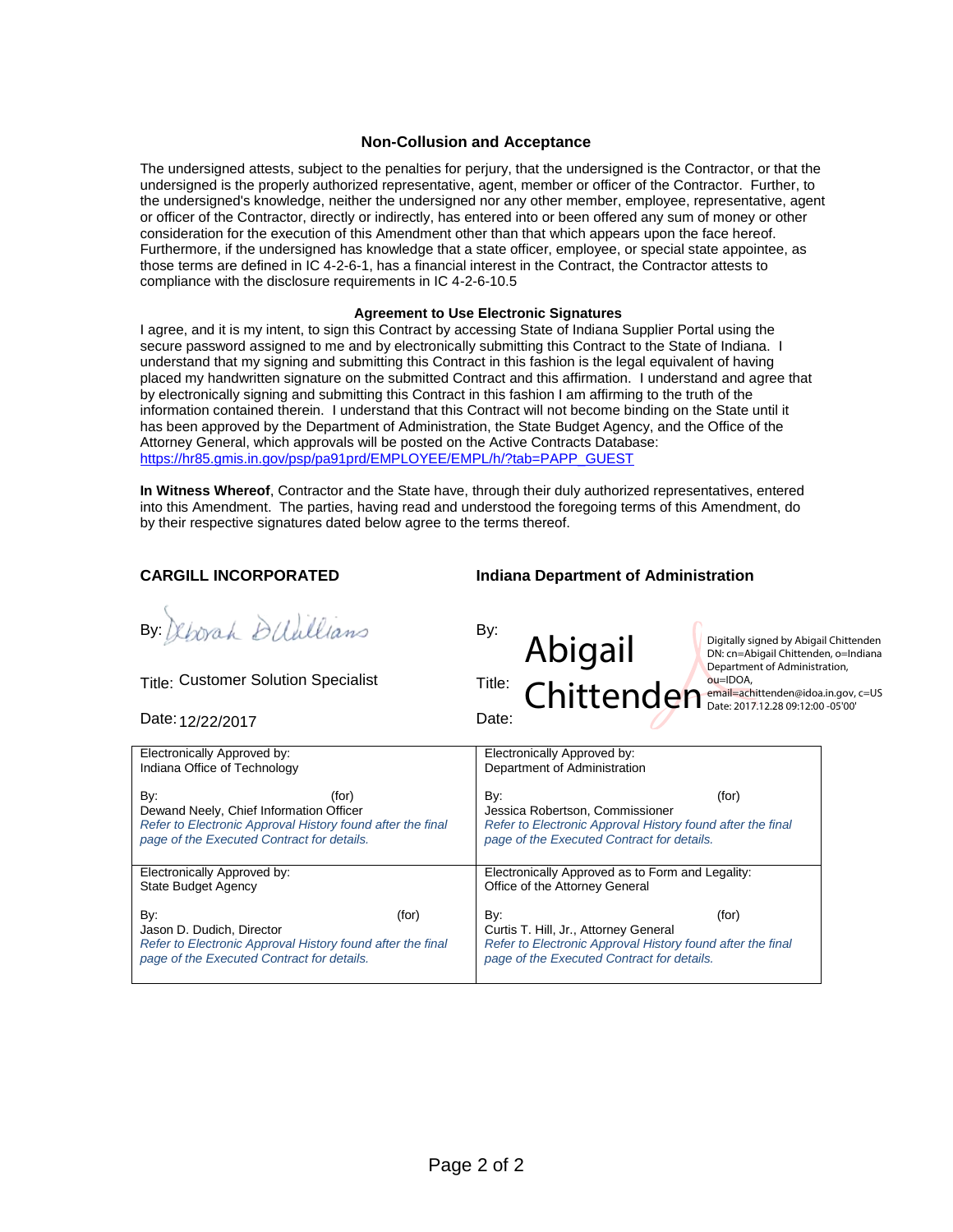### Non-Collusion and Acceptance

The undersigned attests, subject to the penalties for perjury, that the undersigned is the Contractor, or that the undersigned is the properly authorized representative, agent, member or officer of the Contractor. Further, to the undersigned's knowledge, neither the undersigned nor any other member, employee, representative, agent or officer of the Contractor, directly or indirectly, has entered into or been offered any sum of money or other consideration for the execution of this Amendment other than that which appears upon the face hereof. Furthermore, if the undersigned has knowledge that a state officer, employee, or special state appointee, as those terms are defined in IC 4-2-6-1, has a financial interest in the Contract, the Contractor attests to compliance with the disclosure requirements in IC 4-2-6-10.5

### Agreement to Use Electronic Signatures

I agree, and it is my intent, to sign this Contract by accessing State of Indiana Supplier Portal using the secure password assigned to me and by electronically submitting this Contract to the State of Indiana. I understand that my signing and submitting this Contract in this fashion is the legal equivalent of having placed my handwritten signature on the submitted Contract and this affirmation. I understand and agree that by electronically signing and submitting this Contract in this fashion I am affirming to the truth of the information contained therein. I understand that this Contract will not become binding on the State until it has been approved by the Department of Administration, the State Budget Agency, and the Office of the Attorney General, which approvals will be posted on the Active Contracts Database: https://hr85.gmis.in.gov/psp/pa91prd/EMPLOYEE/EMPL/h/?tab=PAPP_GUEST

**In Witness Whereof**, Contractor and the State have, through their duly authorized representatives, entered into this Amendment. The parties, having read and understood the foregoing terms of this Amendment, do by their respective signatures dated below agree to the terms thereof.

| **CARGILL INCORPORATED** | **Indiana Department of Administration** |
|---|---|
| By: Deborah D Williams | By: Abigail Chittenden |
| Title: Customer Solution Specialist | Title: |
| Date: 12/22/2017 | Date: |

Digitally signed by Abigail Chittenden
DN: cn=Abigail Chittenden, o=Indiana Department of Administration, ou=IDOA, email=achittenden@idoa.in.gov, c=US
Date: 2017.12.28 09:12:00 -05'00'

| | |
|---|---|
| Electronically Approved by:<br>Indiana Office of Technology<br><br>By: (for)<br>Dewand Neely, Chief Information Officer<br>*Refer to Electronic Approval History found after the final page of the Executed Contract for details.* | Electronically Approved by:<br>Department of Administration<br><br>By: (for)<br>Jessica Robertson, Commissioner<br>*Refer to Electronic Approval History found after the final page of the Executed Contract for details.* |
| Electronically Approved by:<br>State Budget Agency<br><br>By: (for)<br>Jason D. Dudich, Director<br>*Refer to Electronic Approval History found after the final page of the Executed Contract for details.* | Electronically Approved as to Form and Legality:<br>Office of the Attorney General<br><br>By: (for)<br>Curtis T. Hill, Jr., Attorney General<br>*Refer to Electronic Approval History found after the final page of the Executed Contract for details.* |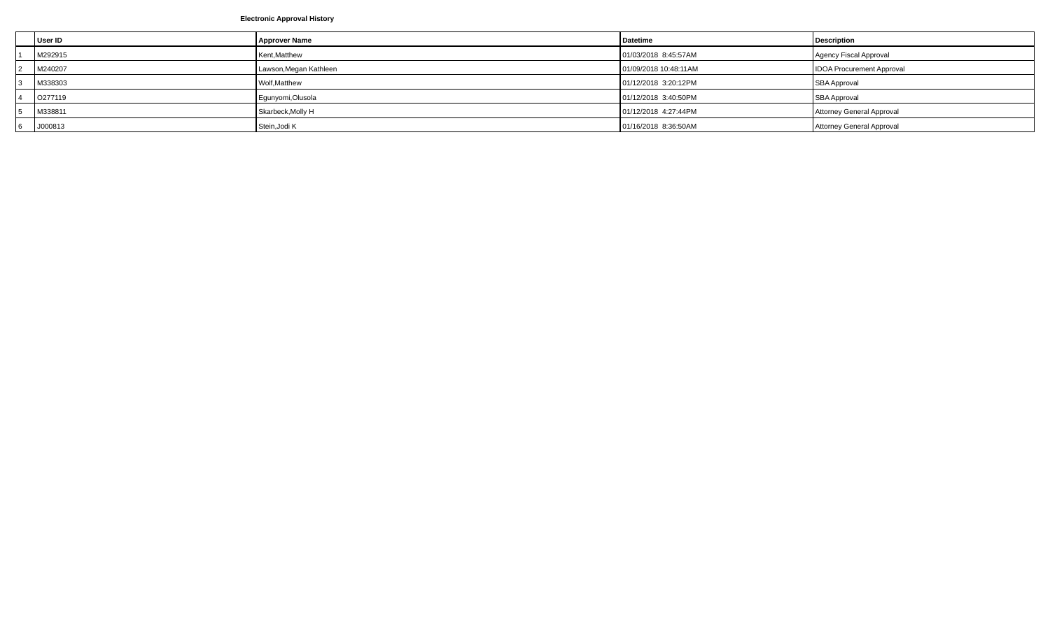**Electronic Approval History**

| | User ID | Approver Name | Datetime | Description |
|---|---|---|---|---|
| 1 | M292915 | Kent,Matthew | 01/03/2018 8:45:57AM | Agency Fiscal Approval |
| 2 | M240207 | Lawson,Megan Kathleen | 01/09/2018 10:48:11AM | IDOA Procurement Approval |
| 3 | M338303 | Wolf,Matthew | 01/12/2018 3:20:12PM | SBA Approval |
| 4 | O277119 | Egunyomi,Olusola | 01/12/2018 3:40:50PM | SBA Approval |
| 5 | M338811 | Skarbeck,Molly H | 01/12/2018 4:27:44PM | Attorney General Approval |
| 6 | J000813 | Stein,Jodi K | 01/16/2018 8:36:50AM | Attorney General Approval |